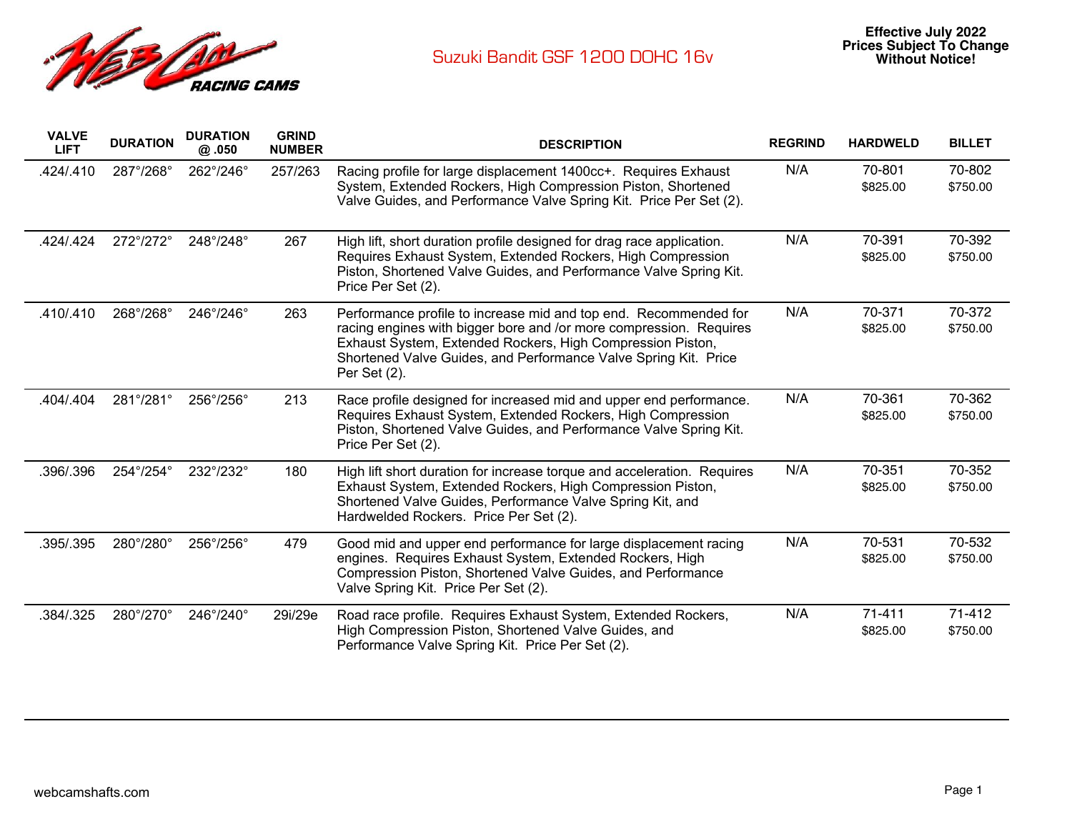# Suzuki Bandit GSF 1200 DOHC 16v

**Effective July 2022**
**Prices Subject To Change Without Notice!**

| VALVE LIFT | DURATION | DURATION @ .050 | GRIND NUMBER | DESCRIPTION | REGRIND | HARDWELD | BILLET |
|---|---|---|---|---|---|---|---|
| .424/.410 | 287°/268° | 262°/246° | 257/263 | Racing profile for large displacement 1400cc+. Requires Exhaust System, Extended Rockers, High Compression Piston, Shortened Valve Guides, and Performance Valve Spring Kit. Price Per Set (2). | N/A | 70-801 $825.00 | 70-802 $750.00 |
| .424/.424 | 272°/272° | 248°/248° | 267 | High lift, short duration profile designed for drag race application. Requires Exhaust System, Extended Rockers, High Compression Piston, Shortened Valve Guides, and Performance Valve Spring Kit. Price Per Set (2). | N/A | 70-391 $825.00 | 70-392 $750.00 |
| .410/.410 | 268°/268° | 246°/246° | 263 | Performance profile to increase mid and top end. Recommended for racing engines with bigger bore and /or more compression. Requires Exhaust System, Extended Rockers, High Compression Piston, Shortened Valve Guides, and Performance Valve Spring Kit. Price Per Set (2). | N/A | 70-371 $825.00 | 70-372 $750.00 |
| .404/.404 | 281°/281° | 256°/256° | 213 | Race profile designed for increased mid and upper end performance. Requires Exhaust System, Extended Rockers, High Compression Piston, Shortened Valve Guides, and Performance Valve Spring Kit. Price Per Set (2). | N/A | 70-361 $825.00 | 70-362 $750.00 |
| .396/.396 | 254°/254° | 232°/232° | 180 | High lift short duration for increase torque and acceleration. Requires Exhaust System, Extended Rockers, High Compression Piston, Shortened Valve Guides, Performance Valve Spring Kit, and Hardwelded Rockers. Price Per Set (2). | N/A | 70-351 $825.00 | 70-352 $750.00 |
| .395/.395 | 280°/280° | 256°/256° | 479 | Good mid and upper end performance for large displacement racing engines. Requires Exhaust System, Extended Rockers, High Compression Piston, Shortened Valve Guides, and Performance Valve Spring Kit. Price Per Set (2). | N/A | 70-531 $825.00 | 70-532 $750.00 |
| .384/.325 | 280°/270° | 246°/240° | 29i/29e | Road race profile. Requires Exhaust System, Extended Rockers, High Compression Piston, Shortened Valve Guides, and Performance Valve Spring Kit. Price Per Set (2). | N/A | 71-411 $825.00 | 71-412 $750.00 |

webcamshafts.com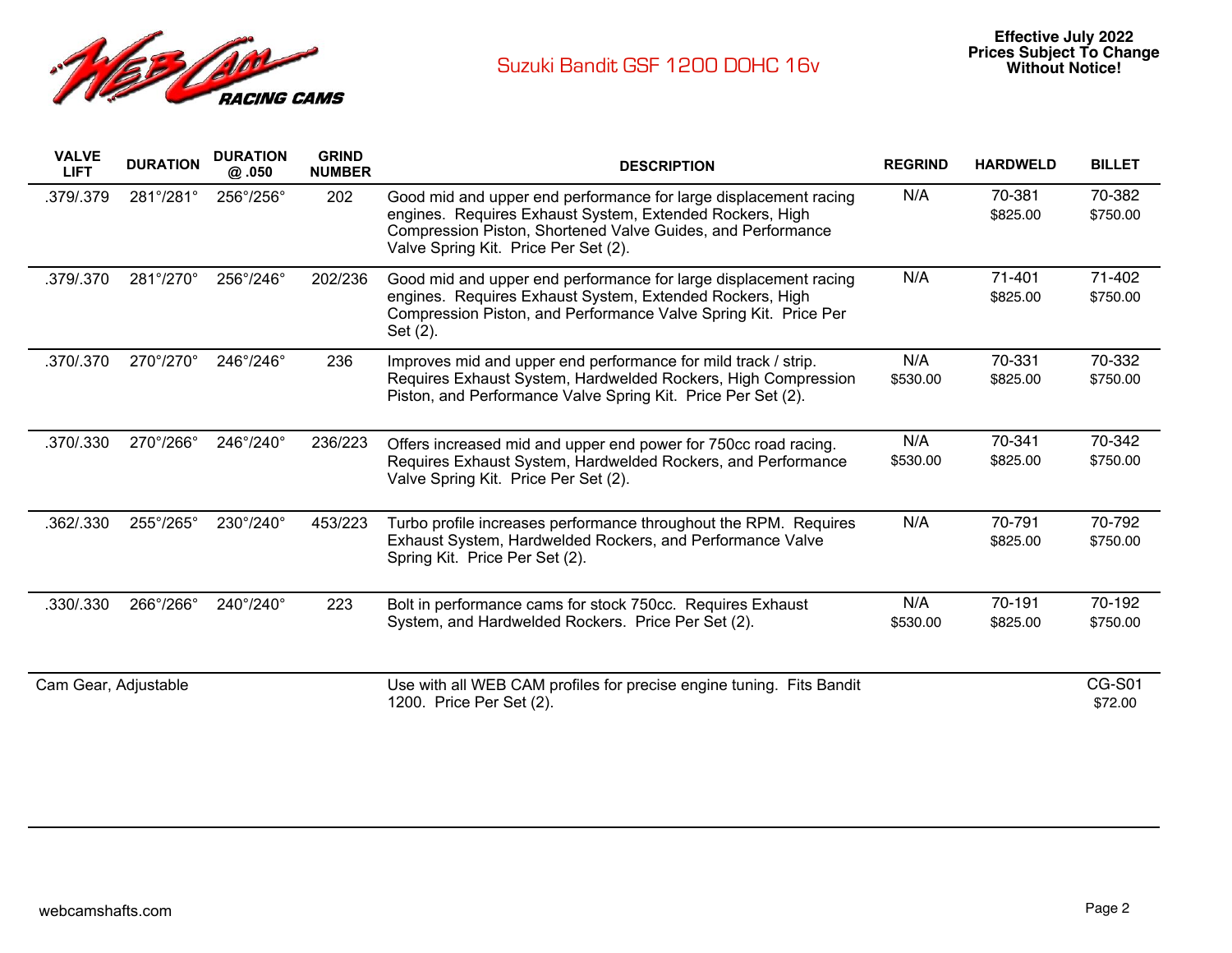# Suzuki Bandit GSF 1200 DOHC 16v

**Effective July 2022**
**Prices Subject To Change Without Notice!**

| VALVE LIFT | DURATION | DURATION @ .050 | GRIND NUMBER | DESCRIPTION | REGRIND | HARDWELD | BILLET |
|---|---|---|---|---|---|---|---|
| .379/.379 | 281°/281° | 256°/256° | 202 | Good mid and upper end performance for large displacement racing engines. Requires Exhaust System, Extended Rockers, High Compression Piston, Shortened Valve Guides, and Performance Valve Spring Kit. Price Per Set (2). | N/A | 70-381 $825.00 | 70-382 $750.00 |
| .379/.370 | 281°/270° | 256°/246° | 202/236 | Good mid and upper end performance for large displacement racing engines. Requires Exhaust System, Extended Rockers, High Compression Piston, and Performance Valve Spring Kit. Price Per Set (2). | N/A | 71-401 $825.00 | 71-402 $750.00 |
| .370/.370 | 270°/270° | 246°/246° | 236 | Improves mid and upper end performance for mild track / strip. Requires Exhaust System, Hardwelded Rockers, High Compression Piston, and Performance Valve Spring Kit. Price Per Set (2). | N/A $530.00 | 70-331 $825.00 | 70-332 $750.00 |
| .370/.330 | 270°/266° | 246°/240° | 236/223 | Offers increased mid and upper end power for 750cc road racing. Requires Exhaust System, Hardwelded Rockers, and Performance Valve Spring Kit. Price Per Set (2). | N/A $530.00 | 70-341 $825.00 | 70-342 $750.00 |
| .362/.330 | 255°/265° | 230°/240° | 453/223 | Turbo profile increases performance throughout the RPM. Requires Exhaust System, Hardwelded Rockers, and Performance Valve Spring Kit. Price Per Set (2). | N/A | 70-791 $825.00 | 70-792 $750.00 |
| .330/.330 | 266°/266° | 240°/240° | 223 | Bolt in performance cams for stock 750cc. Requires Exhaust System, and Hardwelded Rockers. Price Per Set (2). | N/A $530.00 | 70-191 $825.00 | 70-192 $750.00 |
| Cam Gear, Adjustable | | | | Use with all WEB CAM profiles for precise engine tuning. Fits Bandit 1200. Price Per Set (2). | | | CG-S01 $72.00 |

webcamshafts.com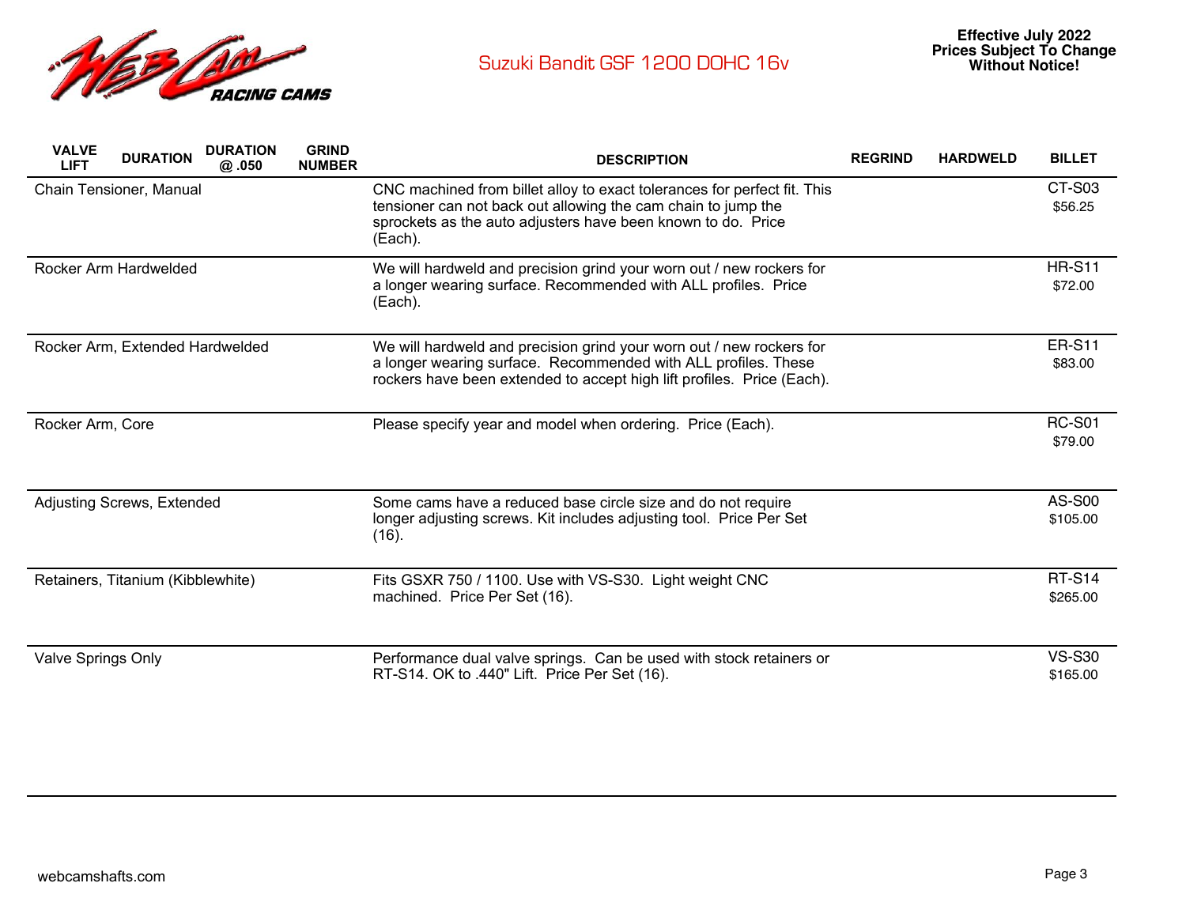# Suzuki Bandit GSF 1200 DOHC 16v

**Effective July 2022**
**Prices Subject To Change Without Notice!**

| VALVE LIFT | DURATION | DURATION @ .050 | GRIND NUMBER | DESCRIPTION | REGRIND | HARDWELD | BILLET |
|---|---|---|---|---|---|---|---|
| Chain Tensioner, Manual | | | | CNC machined from billet alloy to exact tolerances for perfect fit. This tensioner can not back out allowing the cam chain to jump the sprockets as the auto adjusters have been known to do. Price (Each). | | | CT-S03 $56.25 |
| Rocker Arm Hardwelded | | | | We will hardweld and precision grind your worn out / new rockers for a longer wearing surface. Recommended with ALL profiles. Price (Each). | | | HR-S11 $72.00 |
| Rocker Arm, Extended Hardwelded | | | | We will hardweld and precision grind your worn out / new rockers for a longer wearing surface. Recommended with ALL profiles. These rockers have been extended to accept high lift profiles. Price (Each). | | | ER-S11 $83.00 |
| Rocker Arm, Core | | | | Please specify year and model when ordering. Price (Each). | | | RC-S01 $79.00 |
| Adjusting Screws, Extended | | | | Some cams have a reduced base circle size and do not require longer adjusting screws. Kit includes adjusting tool. Price Per Set (16). | | | AS-S00 $105.00 |
| Retainers, Titanium (Kibblewhite) | | | | Fits GSXR 750 / 1100. Use with VS-S30. Light weight CNC machined. Price Per Set (16). | | | RT-S14 $265.00 |
| Valve Springs Only | | | | Performance dual valve springs. Can be used with stock retainers or RT-S14. OK to .440" Lift. Price Per Set (16). | | | VS-S30 $165.00 |

webcamshafts.com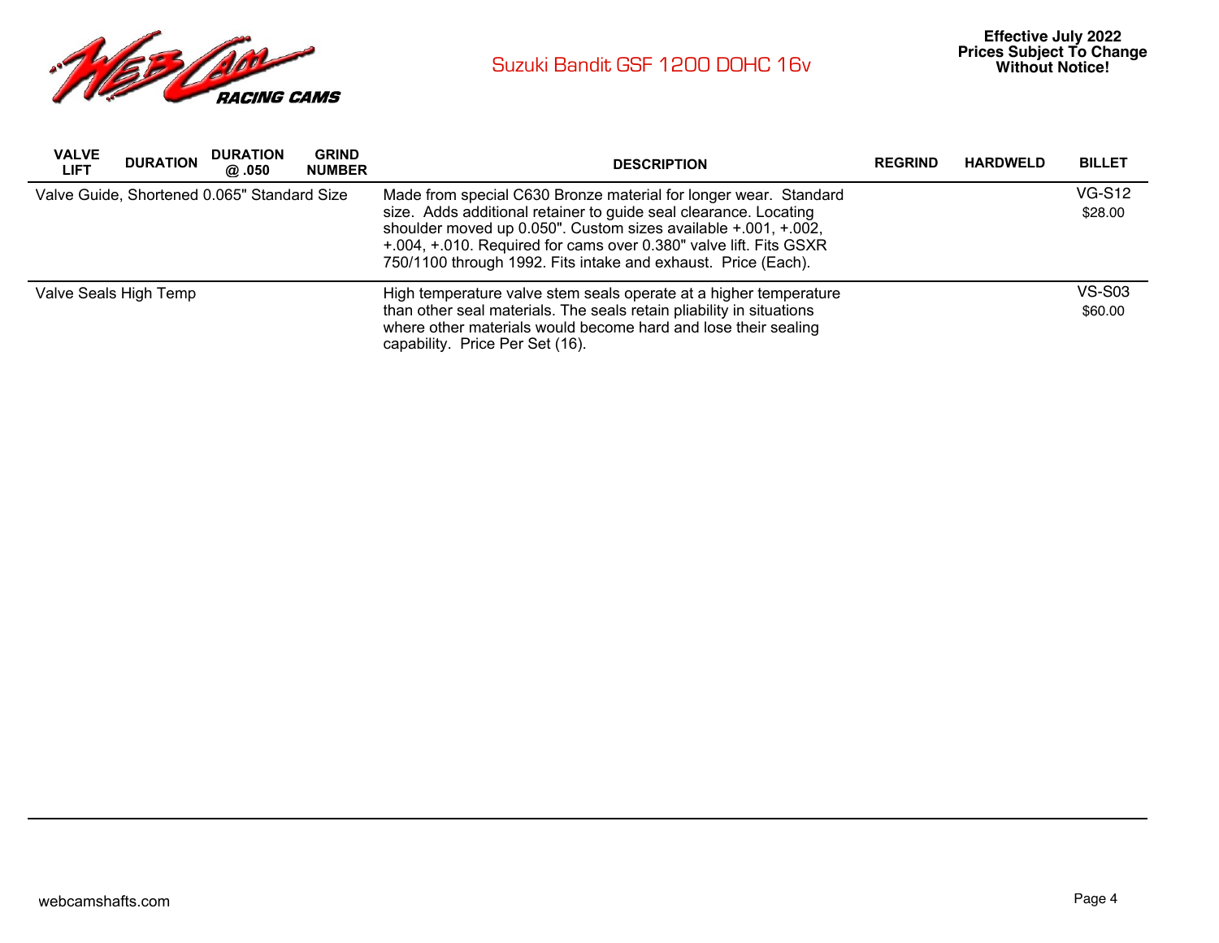# Suzuki Bandit GSF 1200 DOHC 16v

**Effective July 2022**
**Prices Subject To Change Without Notice!**

| VALVE LIFT | DURATION | DURATION @ .050 | GRIND NUMBER | DESCRIPTION | REGRIND | HARDWELD | BILLET |
|---|---|---|---|---|---|---|---|
| Valve Guide, Shortened 0.065" Standard Size | | | | Made from special C630 Bronze material for longer wear. Standard size. Adds additional retainer to guide seal clearance. Locating shoulder moved up 0.050". Custom sizes available +.001, +.002, +.004, +.010. Required for cams over 0.380" valve lift. Fits GSXR 750/1100 through 1992. Fits intake and exhaust. Price (Each). | | | VG-S12 $28.00 |
| Valve Seals High Temp | | | | High temperature valve stem seals operate at a higher temperature than other seal materials. The seals retain pliability in situations where other materials would become hard and lose their sealing capability. Price Per Set (16). | | | VS-S03 $60.00 |

webcamshafts.com